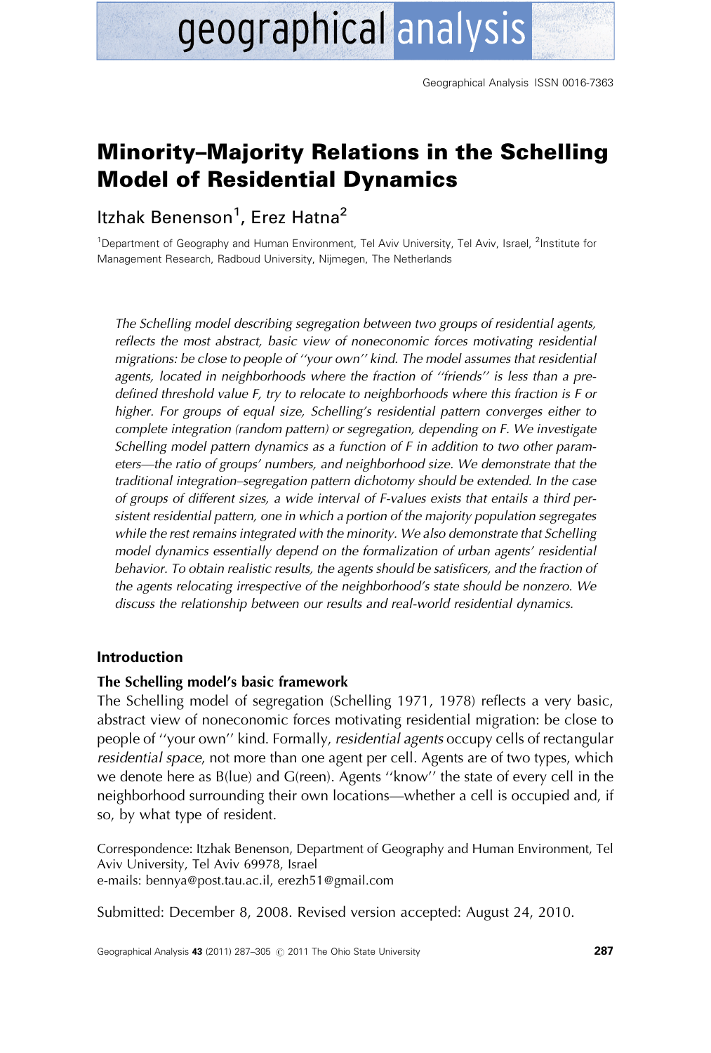# Minority–Majority Relations in the Schelling Model of Residential Dynamics

Itzhak Benenson[1], Erez Hatna[2]

[1]Department of Geography and Human Environment, Tel Aviv University, Tel Aviv, Israel, [2]Institute for Management Research, Radboud University, Nijmegen, The Netherlands

*The Schelling model describing segregation between two groups of residential agents, reflects the most abstract, basic view of noneconomic forces motivating residential migrations: be close to people of ''your own'' kind. The model assumes that residential agents, located in neighborhoods where the fraction of ''friends'' is less than a predefined threshold value F, try to relocate to neighborhoods where this fraction is F or higher. For groups of equal size, Schelling's residential pattern converges either to complete integration (random pattern) or segregation, depending on F. We investigate Schelling model pattern dynamics as a function of F in addition to two other parameters—the ratio of groups' numbers, and neighborhood size. We demonstrate that the traditional integration–segregation pattern dichotomy should be extended. In the case of groups of different sizes, a wide interval of F-values exists that entails a third persistent residential pattern, one in which a portion of the majority population segregates while the rest remains integrated with the minority. We also demonstrate that Schelling model dynamics essentially depend on the formalization of urban agents' residential behavior. To obtain realistic results, the agents should be satisficers, and the fraction of the agents relocating irrespective of the neighborhood's state should be nonzero. We discuss the relationship between our results and real-world residential dynamics.*

## Introduction

### The Schelling model's basic framework

The Schelling model of segregation (Schelling 1971, 1978) reflects a very basic, abstract view of noneconomic forces motivating residential migration: be close to people of ''your own'' kind. Formally, *residential agents* occupy cells of rectangular *residential space*, not more than one agent per cell. Agents are of two types, which we denote here as B(lue) and G(reen). Agents ''know'' the state of every cell in the neighborhood surrounding their own locations—whether a cell is occupied and, if so, by what type of resident.

Correspondence: Itzhak Benenson, Department of Geography and Human Environment, Tel Aviv University, Tel Aviv 69978, Israel
e-mails: bennya@post.tau.ac.il, erezh51@gmail.com

Submitted: December 8, 2008. Revised version accepted: August 24, 2010.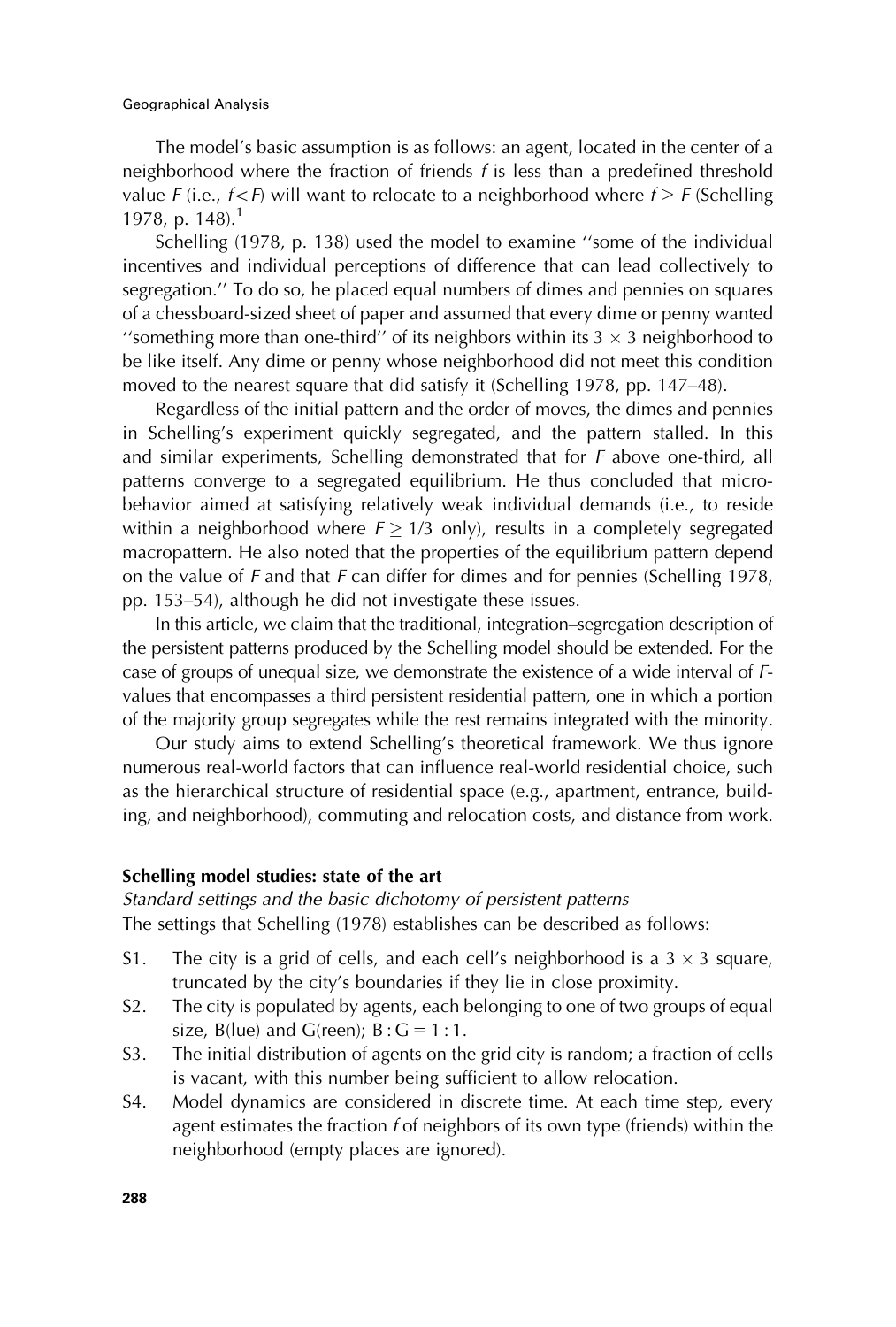The model's basic assumption is as follows: an agent, located in the center of a neighborhood where the fraction of friends $f$ is less than a predefined threshold value $F$ (i.e., $f < F$) will want to relocate to a neighborhood where $f \geq F$ (Schelling 1978, p. 148).[1]

Schelling (1978, p. 138) used the model to examine ''some of the individual incentives and individual perceptions of difference that can lead collectively to segregation.'' To do so, he placed equal numbers of dimes and pennies on squares of a chessboard-sized sheet of paper and assumed that every dime or penny wanted ''something more than one-third'' of its neighbors within its $3 \times 3$ neighborhood to be like itself. Any dime or penny whose neighborhood did not meet this condition moved to the nearest square that did satisfy it (Schelling 1978, pp. 147–48).

Regardless of the initial pattern and the order of moves, the dimes and pennies in Schelling's experiment quickly segregated, and the pattern stalled. In this and similar experiments, Schelling demonstrated that for $F$ above one-third, all patterns converge to a segregated equilibrium. He thus concluded that micro-behavior aimed at satisfying relatively weak individual demands (i.e., to reside within a neighborhood where $F \geq 1/3$ only), results in a completely segregated macropattern. He also noted that the properties of the equilibrium pattern depend on the value of $F$ and that $F$ can differ for dimes and for pennies (Schelling 1978, pp. 153–54), although he did not investigate these issues.

In this article, we claim that the traditional, integration–segregation description of the persistent patterns produced by the Schelling model should be extended. For the case of groups of unequal size, we demonstrate the existence of a wide interval of $F$-values that encompasses a third persistent residential pattern, one in which a portion of the majority group segregates while the rest remains integrated with the minority.

Our study aims to extend Schelling's theoretical framework. We thus ignore numerous real-world factors that can influence real-world residential choice, such as the hierarchical structure of residential space (e.g., apartment, entrance, building, and neighborhood), commuting and relocation costs, and distance from work.

## Schelling model studies: state of the art

### *Standard settings and the basic dichotomy of persistent patterns*

The settings that Schelling (1978) establishes can be described as follows:

- S1. The city is a grid of cells, and each cell's neighborhood is a $3 \times 3$ square, truncated by the city's boundaries if they lie in close proximity.
- S2. The city is populated by agents, each belonging to one of two groups of equal size, B(lue) and G(reen); $B : G = 1 : 1$.
- S3. The initial distribution of agents on the grid city is random; a fraction of cells is vacant, with this number being sufficient to allow relocation.
- S4. Model dynamics are considered in discrete time. At each time step, every agent estimates the fraction $f$ of neighbors of its own type (friends) within the neighborhood (empty places are ignored).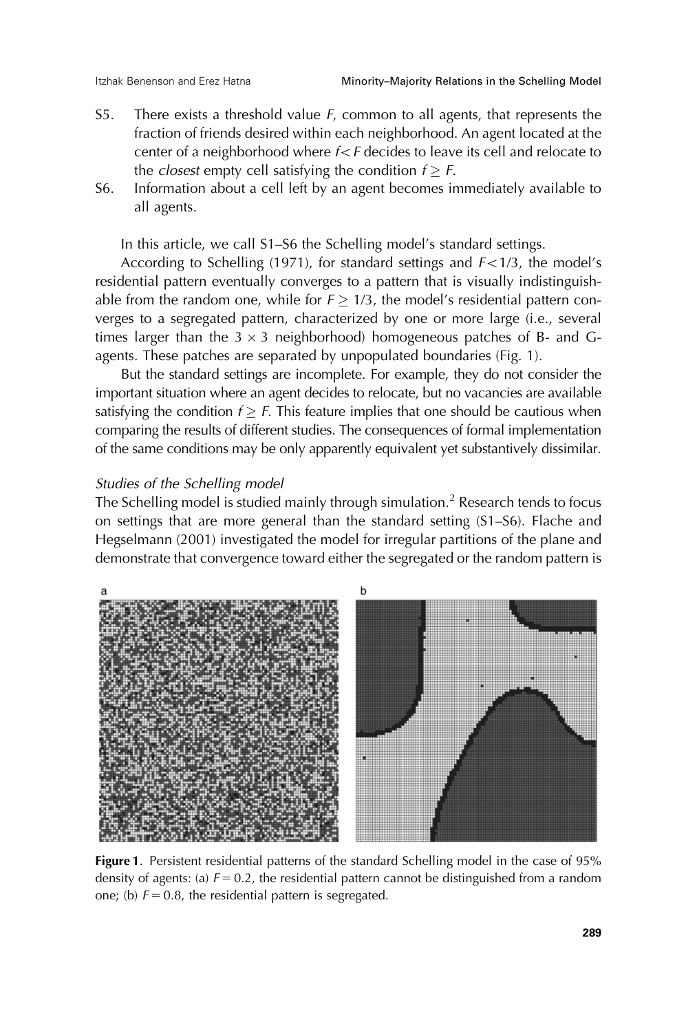S5. There exists a threshold value $F$, common to all agents, that represents the fraction of friends desired within each neighborhood. An agent located at the center of a neighborhood where $f < F$ decides to leave its cell and relocate to the *closest* empty cell satisfying the condition $f \geq F$.

S6. Information about a cell left by an agent becomes immediately available to all agents.

In this article, we call S1–S6 the Schelling model's standard settings.

According to Schelling (1971), for standard settings and $F < 1/3$, the model's residential pattern eventually converges to a pattern that is visually indistinguishable from the random one, while for $F \geq 1/3$, the model's residential pattern converges to a segregated pattern, characterized by one or more large (i.e., several times larger than the $3 \times 3$ neighborhood) homogeneous patches of B- and G-agents. These patches are separated by unpopulated boundaries (Fig. 1).

But the standard settings are incomplete. For example, they do not consider the important situation where an agent decides to relocate, but no vacancies are available satisfying the condition $f \geq F$. This feature implies that one should be cautious when comparing the results of different studies. The consequences of formal implementation of the same conditions may be only apparently equivalent yet substantively dissimilar.

*Studies of the Schelling model*

The Schelling model is studied mainly through simulation.[2] Research tends to focus on settings that are more general than the standard setting (S1–S6). Flache and Hegselmann (2001) investigated the model for irregular partitions of the plane and demonstrate that convergence toward either the segregated or the random pattern is

**Figure 1**. Persistent residential patterns of the standard Schelling model in the case of 95% density of agents: (a) $F = 0.2$, the residential pattern cannot be distinguished from a random one; (b) $F = 0.8$, the residential pattern is segregated.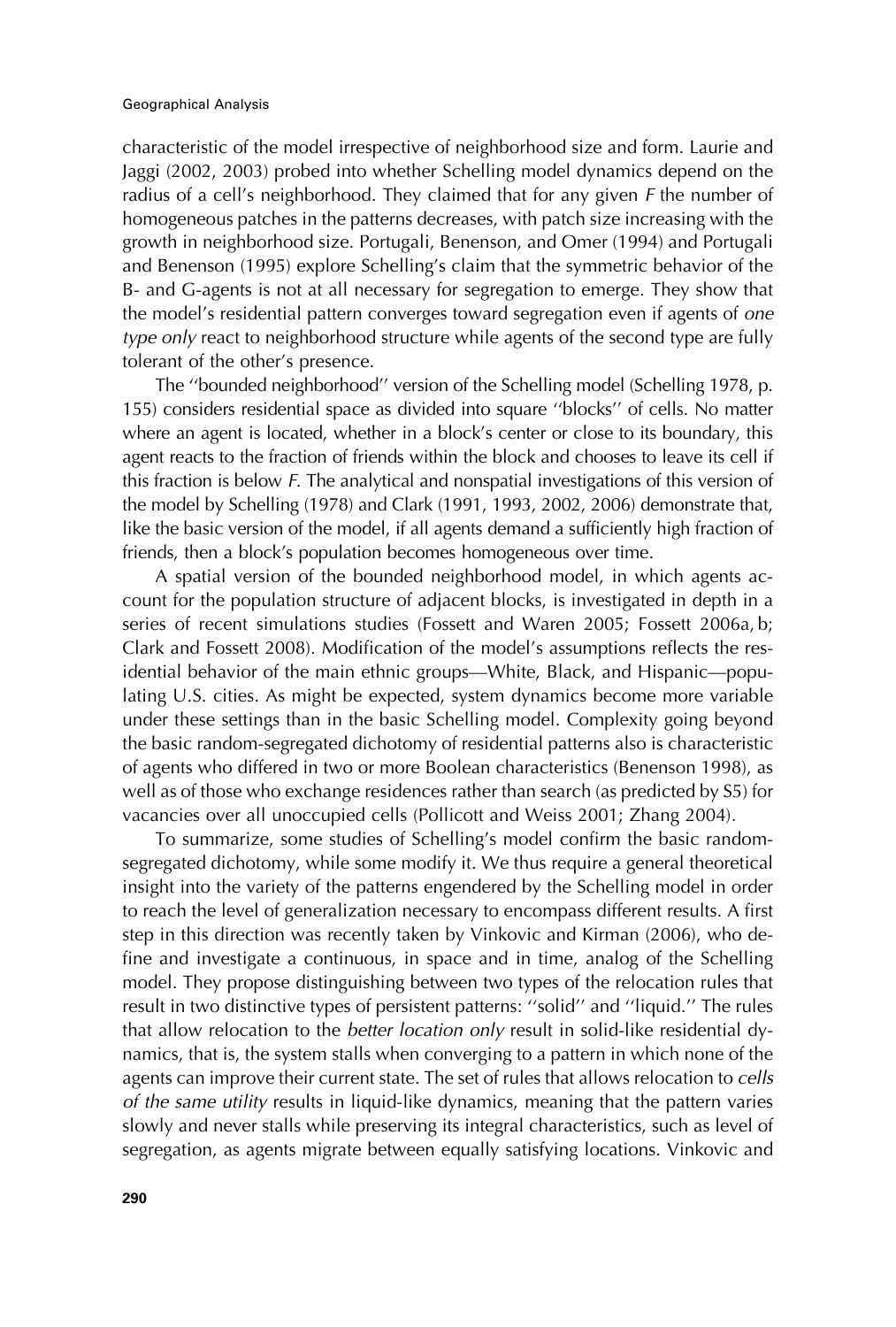characteristic of the model irrespective of neighborhood size and form. Laurie and Jaggi (2002, 2003) probed into whether Schelling model dynamics depend on the radius of a cell's neighborhood. They claimed that for any given $F$ the number of homogeneous patches in the patterns decreases, with patch size increasing with the growth in neighborhood size. Portugali, Benenson, and Omer (1994) and Portugali and Benenson (1995) explore Schelling's claim that the symmetric behavior of the B- and G-agents is not at all necessary for segregation to emerge. They show that the model's residential pattern converges toward segregation even if agents of *one type only* react to neighborhood structure while agents of the second type are fully tolerant of the other's presence.

The ''bounded neighborhood'' version of the Schelling model (Schelling 1978, p. 155) considers residential space as divided into square ''blocks'' of cells. No matter where an agent is located, whether in a block's center or close to its boundary, this agent reacts to the fraction of friends within the block and chooses to leave its cell if this fraction is below $F$. The analytical and nonspatial investigations of this version of the model by Schelling (1978) and Clark (1991, 1993, 2002, 2006) demonstrate that, like the basic version of the model, if all agents demand a sufficiently high fraction of friends, then a block's population becomes homogeneous over time.

A spatial version of the bounded neighborhood model, in which agents account for the population structure of adjacent blocks, is investigated in depth in a series of recent simulations studies (Fossett and Waren 2005; Fossett 2006a, b; Clark and Fossett 2008). Modification of the model's assumptions reflects the residential behavior of the main ethnic groups—White, Black, and Hispanic—populating U.S. cities. As might be expected, system dynamics become more variable under these settings than in the basic Schelling model. Complexity going beyond the basic random-segregated dichotomy of residential patterns also is characteristic of agents who differed in two or more Boolean characteristics (Benenson 1998), as well as of those who exchange residences rather than search (as predicted by S5) for vacancies over all unoccupied cells (Pollicott and Weiss 2001; Zhang 2004).

To summarize, some studies of Schelling's model confirm the basic random-segregated dichotomy, while some modify it. We thus require a general theoretical insight into the variety of the patterns engendered by the Schelling model in order to reach the level of generalization necessary to encompass different results. A first step in this direction was recently taken by Vinkovic and Kirman (2006), who define and investigate a continuous, in space and in time, analog of the Schelling model. They propose distinguishing between two types of the relocation rules that result in two distinctive types of persistent patterns: ''solid'' and ''liquid.'' The rules that allow relocation to the *better location only* result in solid-like residential dynamics, that is, the system stalls when converging to a pattern in which none of the agents can improve their current state. The set of rules that allows relocation to *cells of the same utility* results in liquid-like dynamics, meaning that the pattern varies slowly and never stalls while preserving its integral characteristics, such as level of segregation, as agents migrate between equally satisfying locations. Vinkovic and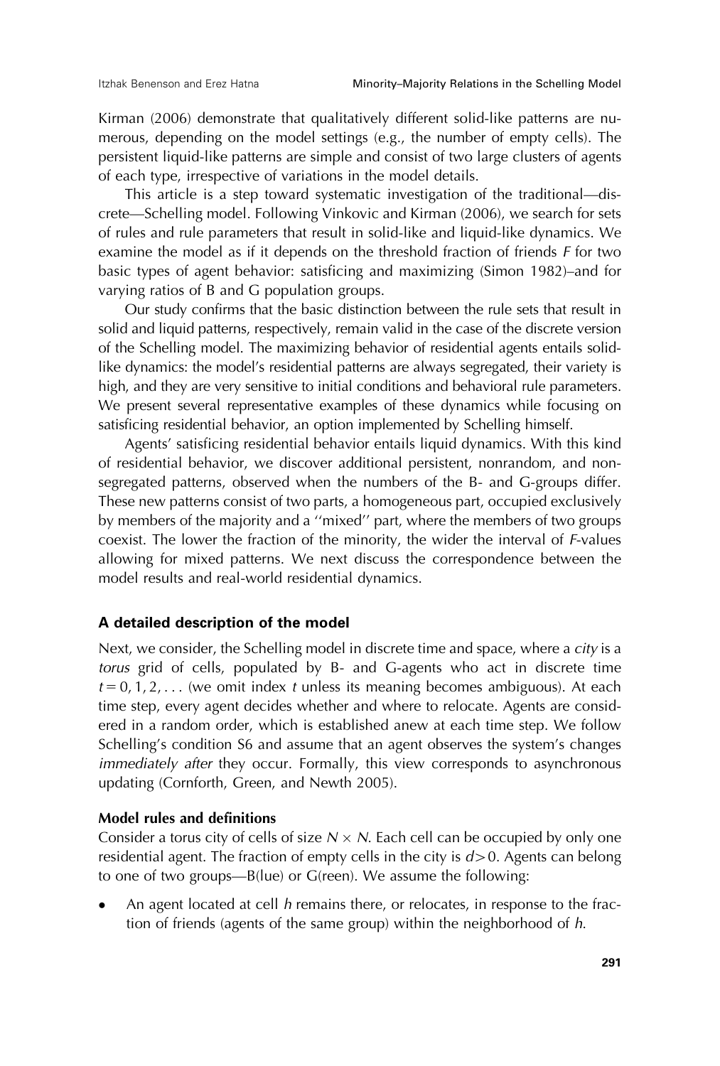Kirman (2006) demonstrate that qualitatively different solid-like patterns are numerous, depending on the model settings (e.g., the number of empty cells). The persistent liquid-like patterns are simple and consist of two large clusters of agents of each type, irrespective of variations in the model details.

This article is a step toward systematic investigation of the traditional—discrete—Schelling model. Following Vinkovic and Kirman (2006), we search for sets of rules and rule parameters that result in solid-like and liquid-like dynamics. We examine the model as if it depends on the threshold fraction of friends $F$ for two basic types of agent behavior: satisficing and maximizing (Simon 1982)–and for varying ratios of B and G population groups.

Our study confirms that the basic distinction between the rule sets that result in solid and liquid patterns, respectively, remain valid in the case of the discrete version of the Schelling model. The maximizing behavior of residential agents entails solid-like dynamics: the model's residential patterns are always segregated, their variety is high, and they are very sensitive to initial conditions and behavioral rule parameters. We present several representative examples of these dynamics while focusing on satisficing residential behavior, an option implemented by Schelling himself.

Agents' satisficing residential behavior entails liquid dynamics. With this kind of residential behavior, we discover additional persistent, nonrandom, and non-segregated patterns, observed when the numbers of the B- and G-groups differ. These new patterns consist of two parts, a homogeneous part, occupied exclusively by members of the majority and a ''mixed'' part, where the members of two groups coexist. The lower the fraction of the minority, the wider the interval of $F$-values allowing for mixed patterns. We next discuss the correspondence between the model results and real-world residential dynamics.

### A detailed description of the model

Next, we consider, the Schelling model in discrete time and space, where a *city* is a *torus* grid of cells, populated by B- and G-agents who act in discrete time $t = 0, 1, 2, \ldots$ (we omit index $t$ unless its meaning becomes ambiguous). At each time step, every agent decides whether and where to relocate. Agents are considered in a random order, which is established anew at each time step. We follow Schelling's condition S6 and assume that an agent observes the system's changes *immediately after* they occur. Formally, this view corresponds to asynchronous updating (Cornforth, Green, and Newth 2005).

#### Model rules and definitions

Consider a torus city of cells of size $N \times N$. Each cell can be occupied by only one residential agent. The fraction of empty cells in the city is $d > 0$. Agents can belong to one of two groups—B(lue) or G(reen). We assume the following:

- An agent located at cell $h$ remains there, or relocates, in response to the fraction of friends (agents of the same group) within the neighborhood of $h$.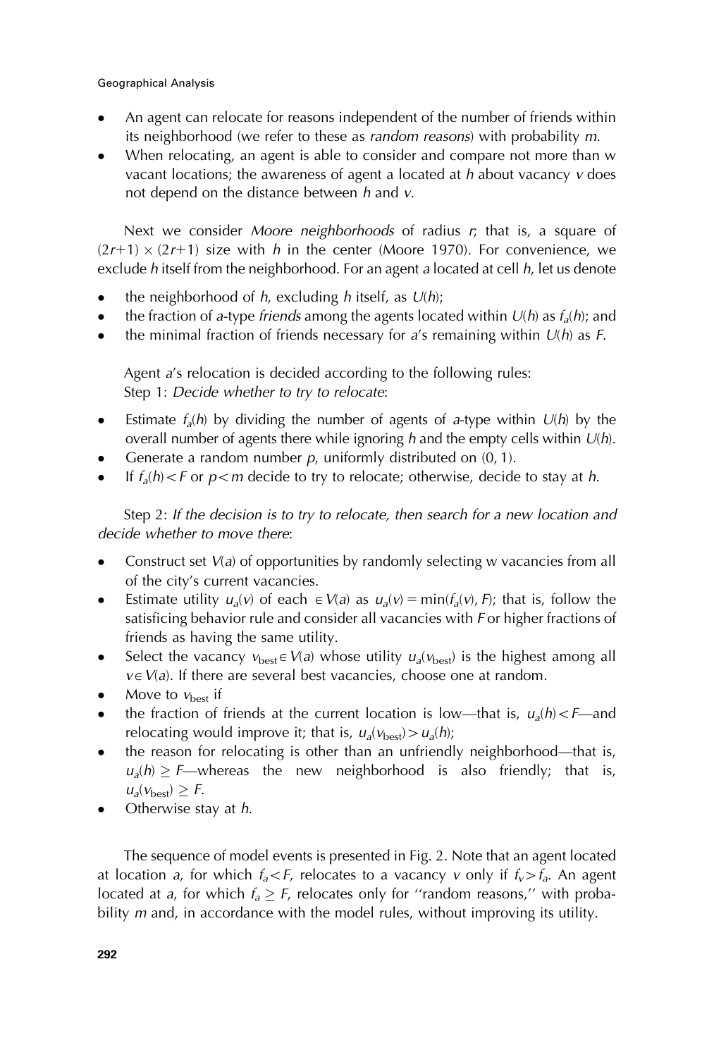- An agent can relocate for reasons independent of the number of friends within its neighborhood (we refer to these as *random reasons*) with probability $m$.
- When relocating, an agent is able to consider and compare not more than w vacant locations; the awareness of agent a located at $h$ about vacancy $v$ does not depend on the distance between $h$ and $v$.

Next we consider *Moore neighborhoods* of radius $r$; that is, a square of $(2r+1) \times (2r+1)$ size with $h$ in the center (Moore 1970). For convenience, we exclude $h$ itself from the neighborhood. For an agent $a$ located at cell $h$, let us denote

- the neighborhood of $h$, excluding $h$ itself, as $U(h)$;
- the fraction of $a$-type *friends* among the agents located within $U(h)$ as $f_a(h)$; and
- the minimal fraction of friends necessary for $a$'s remaining within $U(h)$ as $F$.

Agent $a$'s relocation is decided according to the following rules:
Step 1: *Decide whether to try to relocate*:

- Estimate $f_a(h)$ by dividing the number of agents of $a$-type within $U(h)$ by the overall number of agents there while ignoring $h$ and the empty cells within $U(h)$.
- Generate a random number $p$, uniformly distributed on (0, 1).
- If $f_a(h) < F$ or $p < m$ decide to try to relocate; otherwise, decide to stay at $h$.

Step 2: *If the decision is to try to relocate, then search for a new location and decide whether to move there*:

- Construct set $V(a)$ of opportunities by randomly selecting w vacancies from all of the city's current vacancies.
- Estimate utility $u_a(v)$ of each $\in V(a)$ as $u_a(v) = \min(f_a(v), F)$; that is, follow the satisficing behavior rule and consider all vacancies with $F$ or higher fractions of friends as having the same utility.
- Select the vacancy $v_{\text{best}} \in V(a)$ whose utility $u_a(v_{\text{best}})$ is the highest among all $v \in V(a)$. If there are several best vacancies, choose one at random.
- Move to $v_{\text{best}}$ if
- the fraction of friends at the current location is low—that is, $u_a(h) < F$—and relocating would improve it; that is, $u_a(v_{\text{best}}) > u_a(h)$;
- the reason for relocating is other than an unfriendly neighborhood—that is, $u_a(h) \geq F$—whereas the new neighborhood is also friendly; that is, $u_a(v_{\text{best}}) \geq F$.
- Otherwise stay at $h$.

The sequence of model events is presented in Fig. 2. Note that an agent located at location $a$, for which $f_a < F$, relocates to a vacancy $v$ only if $f_v > f_a$. An agent located at $a$, for which $f_a \geq F$, relocates only for "random reasons," with probability $m$ and, in accordance with the model rules, without improving its utility.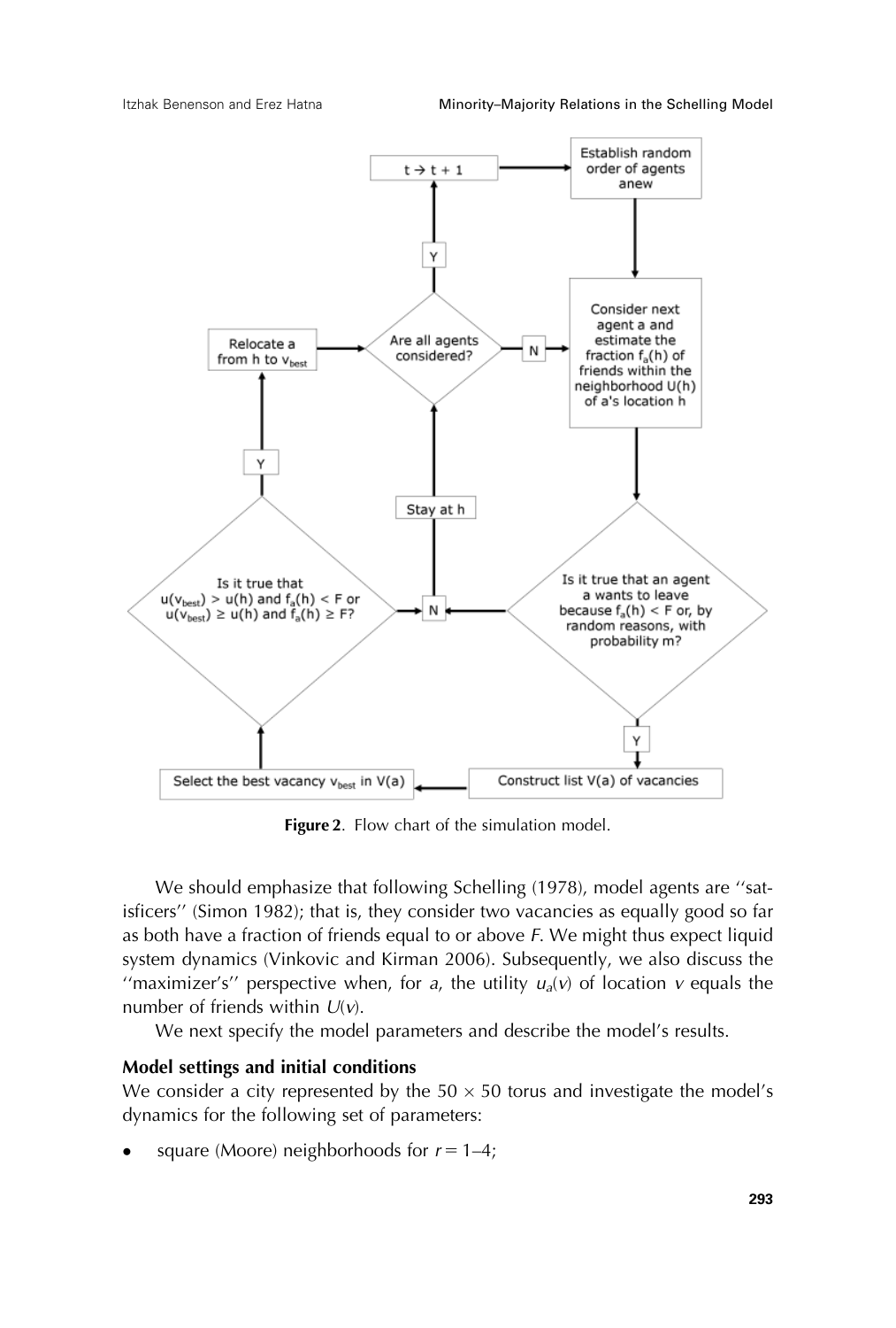**Figure 2**. Flow chart of the simulation model.

We should emphasize that following Schelling (1978), model agents are ''satisficers'' (Simon 1982); that is, they consider two vacancies as equally good so far as both have a fraction of friends equal to or above *F*. We might thus expect liquid system dynamics (Vinkovic and Kirman 2006). Subsequently, we also discuss the ''maximizer's'' perspective when, for *a*, the utility $u_a(v)$ of location *v* equals the number of friends within $U(v)$.

We next specify the model parameters and describe the model's results.

**Model settings and initial conditions**

We consider a city represented by the $50 \times 50$ torus and investigate the model's dynamics for the following set of parameters:

- square (Moore) neighborhoods for $r = 1$–$4$;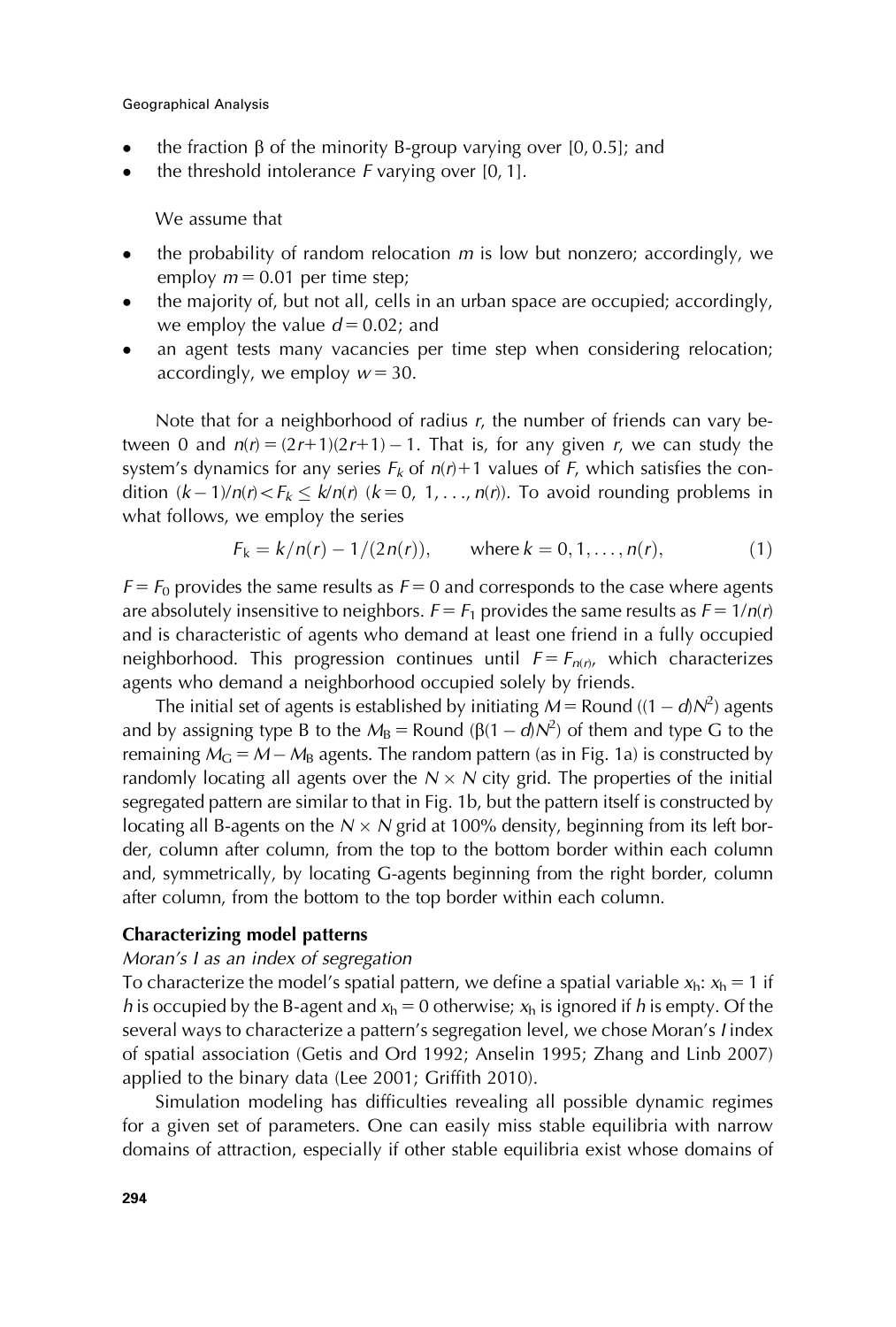- the fraction $\beta$ of the minority B-group varying over [0, 0.5]; and
- the threshold intolerance $F$ varying over [0, 1].

We assume that

- the probability of random relocation $m$ is low but nonzero; accordingly, we employ $m = 0.01$ per time step;
- the majority of, but not all, cells in an urban space are occupied; accordingly, we employ the value $d = 0.02$; and
- an agent tests many vacancies per time step when considering relocation; accordingly, we employ $w = 30$.

Note that for a neighborhood of radius $r$, the number of friends can vary between 0 and $n(r) = (2r+1)(2r+1) - 1$. That is, for any given $r$, we can study the system's dynamics for any series $F_k$ of $n(r)+1$ values of $F$, which satisfies the condition $(k-1)/n(r) < F_k \leq k/n(r)$ $(k = 0, 1, \ldots, n(r))$. To avoid rounding problems in what follows, we employ the series

$$F_k = k/n(r) - 1/(2n(r)), \qquad \text{where } k = 0, 1, \ldots, n(r), \tag{1}$$

$F = F_0$ provides the same results as $F = 0$ and corresponds to the case where agents are absolutely insensitive to neighbors. $F = F_1$ provides the same results as $F = 1/n(r)$ and is characteristic of agents who demand at least one friend in a fully occupied neighborhood. This progression continues until $F = F_{n(r)}$, which characterizes agents who demand a neighborhood occupied solely by friends.

The initial set of agents is established by initiating $M = \text{Round}\ ((1 - d)N^2)$ agents and by assigning type B to the $M_B = \text{Round}\ (\beta(1 - d)N^2)$ of them and type G to the remaining $M_G = M - M_B$ agents. The random pattern (as in Fig. 1a) is constructed by randomly locating all agents over the $N \times N$ city grid. The properties of the initial segregated pattern are similar to that in Fig. 1b, but the pattern itself is constructed by locating all B-agents on the $N \times N$ grid at 100% density, beginning from its left border, column after column, from the top to the bottom border within each column and, symmetrically, by locating G-agents beginning from the right border, column after column, from the bottom to the top border within each column.

### Characterizing model patterns

*Moran's I as an index of segregation*

To characterize the model's spatial pattern, we define a spatial variable $x_h$: $x_h = 1$ if $h$ is occupied by the B-agent and $x_h = 0$ otherwise; $x_h$ is ignored if $h$ is empty. Of the several ways to characterize a pattern's segregation level, we chose Moran's $I$ index of spatial association (Getis and Ord 1992; Anselin 1995; Zhang and Linb 2007) applied to the binary data (Lee 2001; Griffith 2010).

Simulation modeling has difficulties revealing all possible dynamic regimes for a given set of parameters. One can easily miss stable equilibria with narrow domains of attraction, especially if other stable equilibria exist whose domains of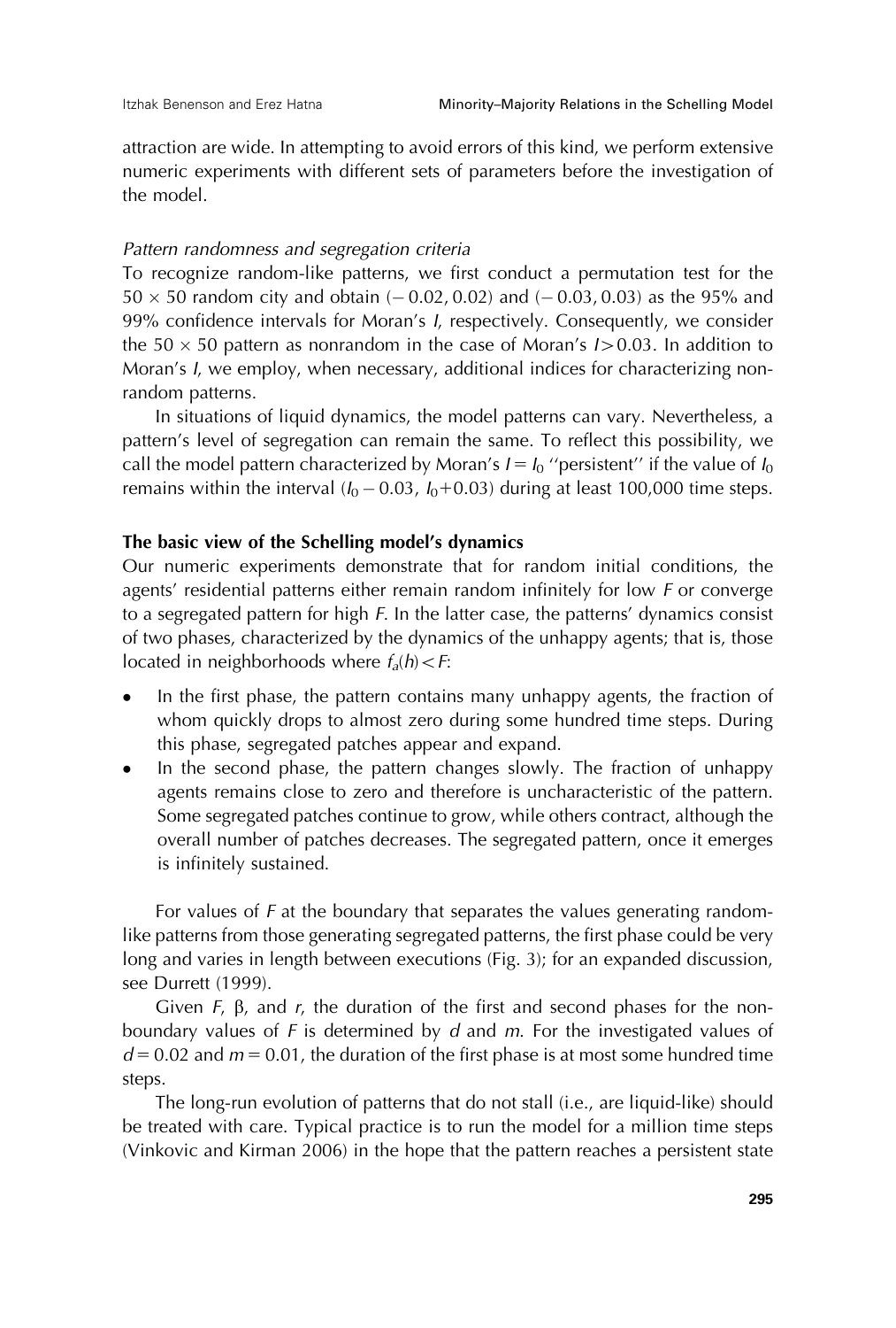attraction are wide. In attempting to avoid errors of this kind, we perform extensive numeric experiments with different sets of parameters before the investigation of the model.

*Pattern randomness and segregation criteria*

To recognize random-like patterns, we first conduct a permutation test for the $50 \times 50$ random city and obtain $(-0.02, 0.02)$ and $(-0.03, 0.03)$ as the 95% and 99% confidence intervals for Moran's $I$, respectively. Consequently, we consider the $50 \times 50$ pattern as nonrandom in the case of Moran's $I > 0.03$. In addition to Moran's $I$, we employ, when necessary, additional indices for characterizing nonrandom patterns.

In situations of liquid dynamics, the model patterns can vary. Nevertheless, a pattern's level of segregation can remain the same. To reflect this possibility, we call the model pattern characterized by Moran's $I = I_0$ ''persistent'' if the value of $I_0$ remains within the interval $(I_0 - 0.03,\ I_0 + 0.03)$ during at least 100,000 time steps.

**The basic view of the Schelling model's dynamics**

Our numeric experiments demonstrate that for random initial conditions, the agents' residential patterns either remain random infinitely for low $F$ or converge to a segregated pattern for high $F$. In the latter case, the patterns' dynamics consist of two phases, characterized by the dynamics of the unhappy agents; that is, those located in neighborhoods where $f_a(h) < F$:

- In the first phase, the pattern contains many unhappy agents, the fraction of whom quickly drops to almost zero during some hundred time steps. During this phase, segregated patches appear and expand.
- In the second phase, the pattern changes slowly. The fraction of unhappy agents remains close to zero and therefore is uncharacteristic of the pattern. Some segregated patches continue to grow, while others contract, although the overall number of patches decreases. The segregated pattern, once it emerges is infinitely sustained.

For values of $F$ at the boundary that separates the values generating random-like patterns from those generating segregated patterns, the first phase could be very long and varies in length between executions (Fig. 3); for an expanded discussion, see Durrett (1999).

Given $F$, $\beta$, and $r$, the duration of the first and second phases for the non-boundary values of $F$ is determined by $d$ and $m$. For the investigated values of $d = 0.02$ and $m = 0.01$, the duration of the first phase is at most some hundred time steps.

The long-run evolution of patterns that do not stall (i.e., are liquid-like) should be treated with care. Typical practice is to run the model for a million time steps (Vinkovic and Kirman 2006) in the hope that the pattern reaches a persistent state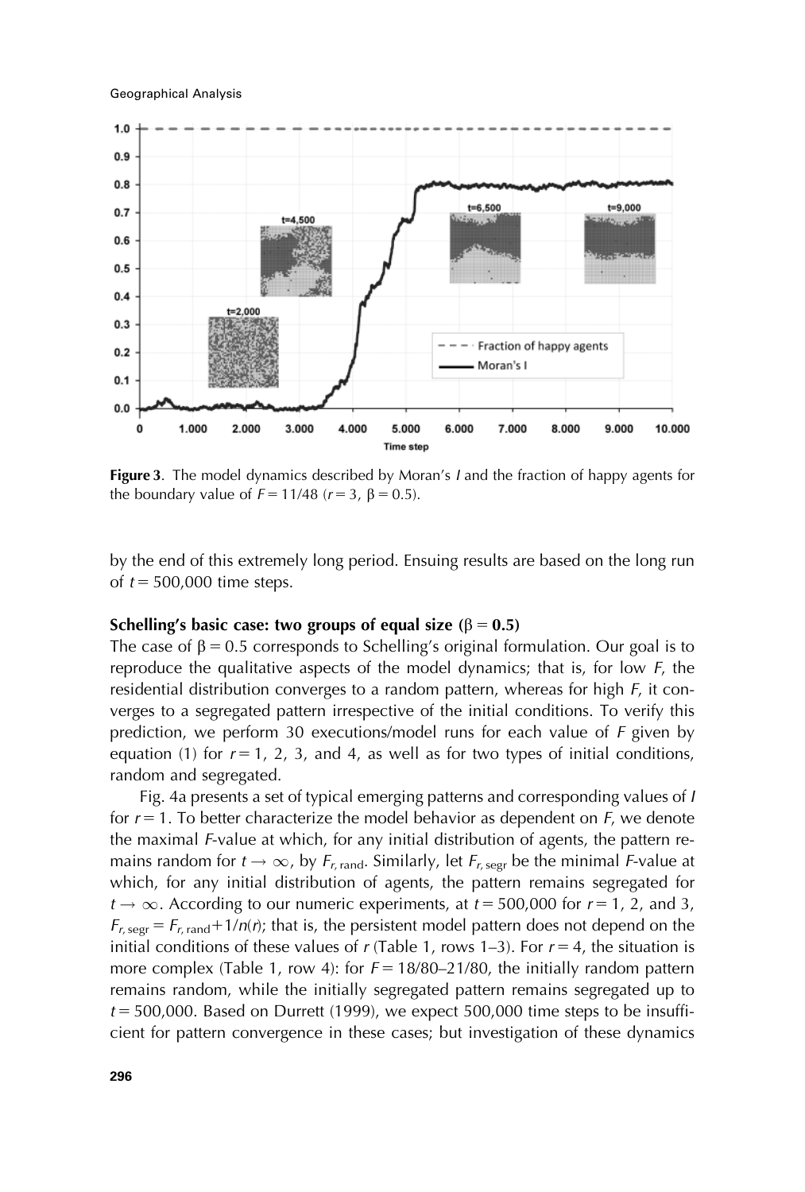**Figure 3**. The model dynamics described by Moran's $I$ and the fraction of happy agents for the boundary value of $F = 11/48$ ($r = 3$, $\beta = 0.5$).

by the end of this extremely long period. Ensuing results are based on the long run of $t = 500{,}000$ time steps.

**Schelling's basic case: two groups of equal size ($\beta = 0.5$)**

The case of $\beta = 0.5$ corresponds to Schelling's original formulation. Our goal is to reproduce the qualitative aspects of the model dynamics; that is, for low $F$, the residential distribution converges to a random pattern, whereas for high $F$, it converges to a segregated pattern irrespective of the initial conditions. To verify this prediction, we perform 30 executions/model runs for each value of $F$ given by equation (1) for $r = 1$, 2, 3, and 4, as well as for two types of initial conditions, random and segregated.

Fig. 4a presents a set of typical emerging patterns and corresponding values of $I$ for $r = 1$. To better characterize the model behavior as dependent on $F$, we denote the maximal $F$-value at which, for any initial distribution of agents, the pattern remains random for $t \to \infty$, by $F_{r,\,\mathrm{rand}}$. Similarly, let $F_{r,\,\mathrm{segr}}$ be the minimal $F$-value at which, for any initial distribution of agents, the pattern remains segregated for $t \to \infty$. According to our numeric experiments, at $t = 500{,}000$ for $r = 1$, 2, and 3, $F_{r,\,\mathrm{segr}} = F_{r,\,\mathrm{rand}} + 1/n(r)$; that is, the persistent model pattern does not depend on the initial conditions of these values of $r$ (Table 1, rows 1–3). For $r = 4$, the situation is more complex (Table 1, row 4): for $F = 18/80$–$21/80$, the initially random pattern remains random, while the initially segregated pattern remains segregated up to $t = 500{,}000$. Based on Durrett (1999), we expect 500,000 time steps to be insufficient for pattern convergence in these cases; but investigation of these dynamics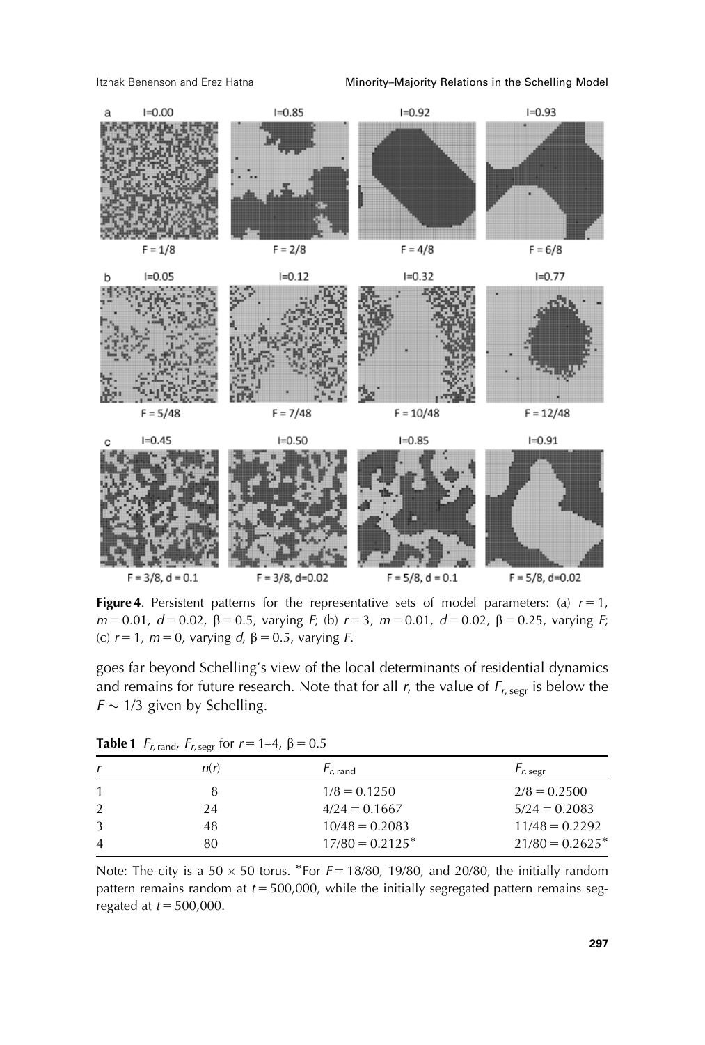Figure 4. Persistent patterns for the representative sets of model parameters: (a) $r = 1$, $m = 0.01$, $d = 0.02$, $\beta = 0.5$, varying $F$; (b) $r = 3$, $m = 0.01$, $d = 0.02$, $\beta = 0.25$, varying $F$; (c) $r = 1$, $m = 0$, varying $d$, $\beta = 0.5$, varying $F$.

goes far beyond Schelling's view of the local determinants of residential dynamics and remains for future research. Note that for all $r$, the value of $F_{r,\text{segr}}$ is below the $F \sim 1/3$ given by Schelling.

**Table 1** $F_{r,\text{rand}}$, $F_{r,\text{segr}}$ for $r = 1$–$4$, $\beta = 0.5$

| $r$ | $n(r)$ | $F_{r,\text{rand}}$ | $F_{r,\text{segr}}$ |
|---|---|---|---|
| 1 | 8 | 1/8 = 0.1250 | 2/8 = 0.2500 |
| 2 | 24 | 4/24 = 0.1667 | 5/24 = 0.2083 |
| 3 | 48 | 10/48 = 0.2083 | 11/48 = 0.2292 |
| 4 | 80 | 17/80 = 0.2125* | 21/80 = 0.2625* |

Note: The city is a $50 \times 50$ torus. *For $F = 18/80$, $19/80$, and $20/80$, the initially random pattern remains random at $t = 500{,}000$, while the initially segregated pattern remains segregated at $t = 500{,}000$.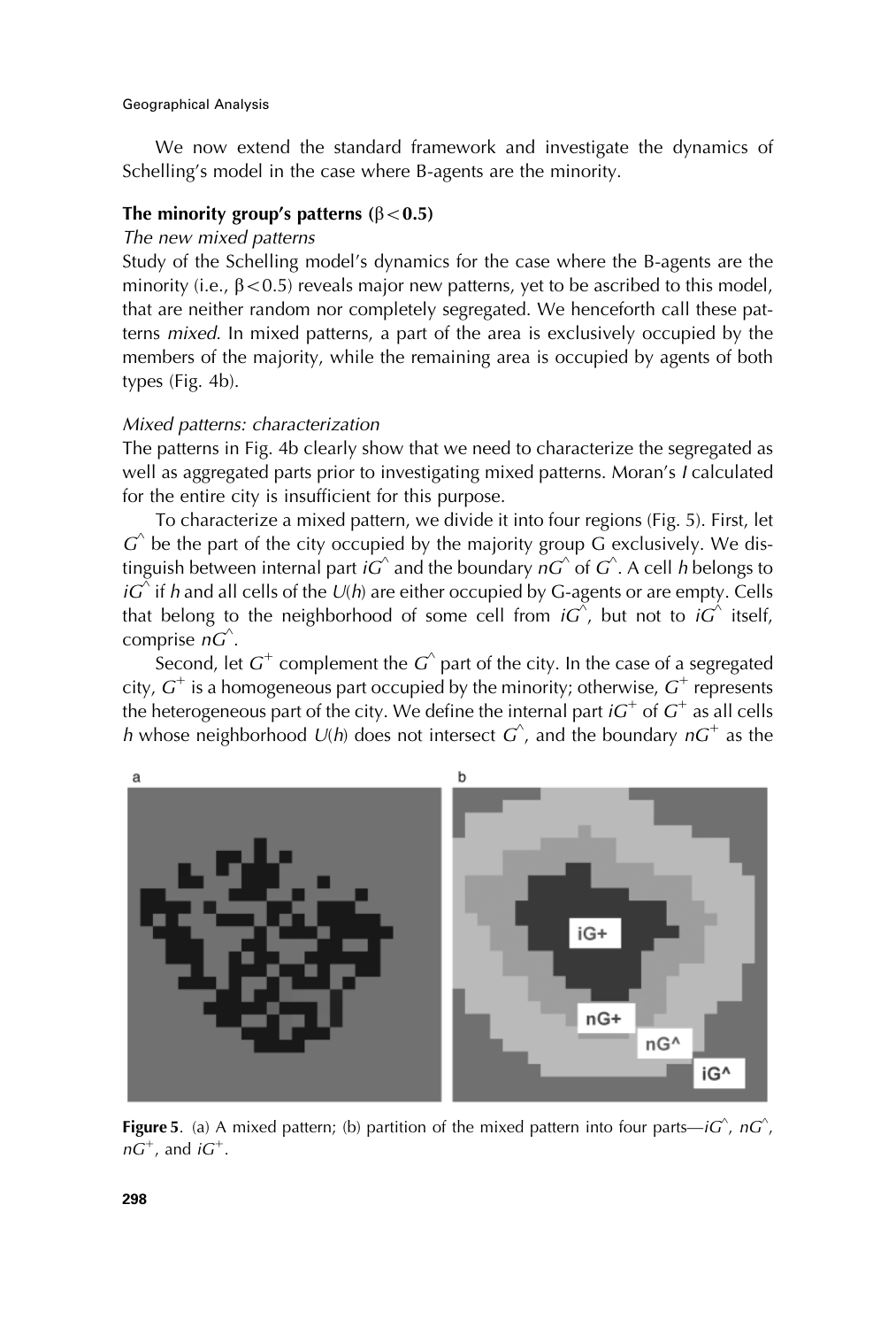We now extend the standard framework and investigate the dynamics of Schelling's model in the case where B-agents are the minority.

### The minority group's patterns ($\beta < 0.5$)

*The new mixed patterns*

Study of the Schelling model's dynamics for the case where the B-agents are the minority (i.e., $\beta < 0.5$) reveals major new patterns, yet to be ascribed to this model, that are neither random nor completely segregated. We henceforth call these patterns *mixed*. In mixed patterns, a part of the area is exclusively occupied by the members of the majority, while the remaining area is occupied by agents of both types (Fig. 4b).

*Mixed patterns: characterization*

The patterns in Fig. 4b clearly show that we need to characterize the segregated as well as aggregated parts prior to investigating mixed patterns. Moran's *I* calculated for the entire city is insufficient for this purpose.

To characterize a mixed pattern, we divide it into four regions (Fig. 5). First, let $G^{\wedge}$ be the part of the city occupied by the majority group G exclusively. We distinguish between internal part $iG^{\wedge}$ and the boundary $nG^{\wedge}$ of $G^{\wedge}$. A cell *h* belongs to $iG^{\wedge}$ if *h* and all cells of the $U(h)$ are either occupied by G-agents or are empty. Cells that belong to the neighborhood of some cell from $iG^{\wedge}$, but not to $iG^{\wedge}$ itself, comprise $nG^{\wedge}$.

Second, let $G^{+}$ complement the $G^{\wedge}$ part of the city. In the case of a segregated city, $G^{+}$ is a homogeneous part occupied by the minority; otherwise, $G^{+}$ represents the heterogeneous part of the city. We define the internal part $iG^{+}$ of $G^{+}$ as all cells *h* whose neighborhood $U(h)$ does not intersect $G^{\wedge}$, and the boundary $nG^{+}$ as the

**Figure 5.** (a) A mixed pattern; (b) partition of the mixed pattern into four parts—$iG^{\wedge}$, $nG^{\wedge}$, $nG^{+}$, and $iG^{+}$.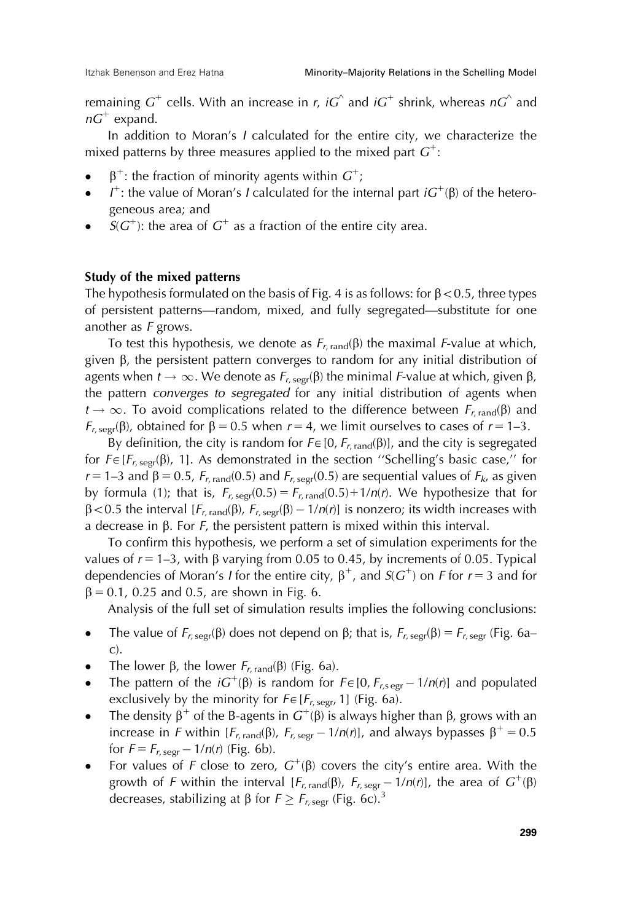remaining $G^+$ cells. With an increase in $r$, $iG^\wedge$ and $iG^+$ shrink, whereas $nG^\wedge$ and $nG^+$ expand.

In addition to Moran's $I$ calculated for the entire city, we characterize the mixed patterns by three measures applied to the mixed part $G^+$:

- $\beta^+$: the fraction of minority agents within $G^+$;
- $I^+$: the value of Moran's $I$ calculated for the internal part $iG^+(\beta)$ of the heterogeneous area; and
- $S(G^+)$: the area of $G^+$ as a fraction of the entire city area.

**Study of the mixed patterns**

The hypothesis formulated on the basis of Fig. 4 is as follows: for $\beta < 0.5$, three types of persistent patterns—random, mixed, and fully segregated—substitute for one another as $F$ grows.

To test this hypothesis, we denote as $F_{r,\text{rand}}(\beta)$ the maximal $F$-value at which, given $\beta$, the persistent pattern converges to random for any initial distribution of agents when $t \to \infty$. We denote as $F_{r,\text{segr}}(\beta)$ the minimal $F$-value at which, given $\beta$, the pattern *converges to segregated* for any initial distribution of agents when $t \to \infty$. To avoid complications related to the difference between $F_{r,\text{rand}}(\beta)$ and $F_{r,\text{segr}}(\beta)$, obtained for $\beta = 0.5$ when $r = 4$, we limit ourselves to cases of $r = 1$–$3$.

By definition, the city is random for $F \in [0, F_{r,\text{rand}}(\beta)]$, and the city is segregated for $F \in [F_{r,\text{segr}}(\beta), 1]$. As demonstrated in the section ''Schelling's basic case,'' for $r = 1$–$3$ and $\beta = 0.5$, $F_{r,\text{rand}}(0.5)$ and $F_{r,\text{segr}}(0.5)$ are sequential values of $F_k$, as given by formula (1); that is, $F_{r,\text{segr}}(0.5) = F_{r,\text{rand}}(0.5) + 1/n(r)$. We hypothesize that for $\beta < 0.5$ the interval $[F_{r,\text{rand}}(\beta), F_{r,\text{segr}}(\beta) - 1/n(r)]$ is nonzero; its width increases with a decrease in $\beta$. For $F$, the persistent pattern is mixed within this interval.

To confirm this hypothesis, we perform a set of simulation experiments for the values of $r = 1$–$3$, with $\beta$ varying from 0.05 to 0.45, by increments of 0.05. Typical dependencies of Moran's $I$ for the entire city, $\beta^+$, and $S(G^+)$ on $F$ for $r = 3$ and for $\beta = 0.1$, 0.25 and 0.5, are shown in Fig. 6.

Analysis of the full set of simulation results implies the following conclusions:

- The value of $F_{r,\text{segr}}(\beta)$ does not depend on $\beta$; that is, $F_{r,\text{segr}}(\beta) = F_{r,\text{segr}}$ (Fig. 6a–c).
- The lower $\beta$, the lower $F_{r,\text{rand}}(\beta)$ (Fig. 6a).
- The pattern of the $iG^+(\beta)$ is random for $F \in [0, F_{r,\text{segr}} - 1/n(r)]$ and populated exclusively by the minority for $F \in [F_{r,\text{segr}}, 1]$ (Fig. 6a).
- The density $\beta^+$ of the B-agents in $G^+(\beta)$ is always higher than $\beta$, grows with an increase in $F$ within $[F_{r,\text{rand}}(\beta), F_{r,\text{segr}} - 1/n(r)]$, and always bypasses $\beta^+ = 0.5$ for $F = F_{r,\text{segr}} - 1/n(r)$ (Fig. 6b).
- For values of $F$ close to zero, $G^+(\beta)$ covers the city's entire area. With the growth of $F$ within the interval $[F_{r,\text{rand}}(\beta), F_{r,\text{segr}} - 1/n(r)]$, the area of $G^+(\beta)$ decreases, stabilizing at $\beta$ for $F \geq F_{r,\text{segr}}$ (Fig. 6c).[3]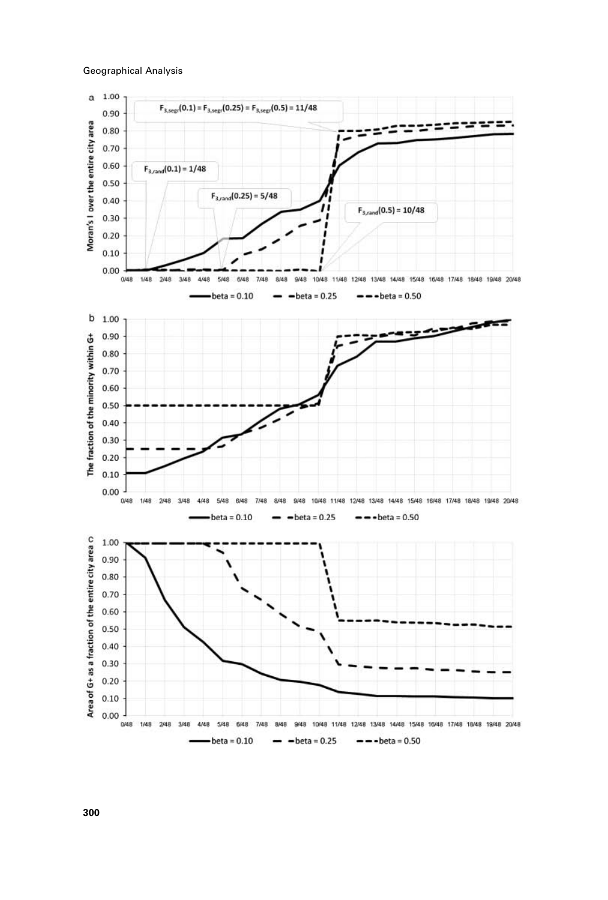a

$F_{3,segr}(0.1) = F_{3,segr}(0.25) = F_{3,segr}(0.5) = 11/48$

$F_{3,rand}(0.1) = 1/48$

$F_{3,rand}(0.25) = 5/48$

$F_{3,rand}(0.5) = 10/48$

Moran's I over the entire city area

0/48 1/48 2/48 3/48 4/48 5/48 6/48 7/48 8/48 9/48 10/48 11/48 12/48 13/48 14/48 15/48 16/48 17/48 18/48 19/48 20/48

beta = 0.10 — beta = 0.25 — beta = 0.50

b

The fraction of the minority within G+

0/48 1/48 2/48 3/48 4/48 5/48 6/48 7/48 8/48 9/48 10/48 11/48 12/48 13/48 14/48 15/48 16/48 17/48 18/48 19/48 20/48

beta = 0.10 — beta = 0.25 — beta = 0.50

c

Area of G+ as a fraction of the entire city area

0/48 1/48 2/48 3/48 4/48 5/48 6/48 7/48 8/48 9/48 10/48 11/48 12/48 13/48 14/48 15/48 16/48 17/48 18/48 19/48 20/48

beta = 0.10 — beta = 0.25 — beta = 0.50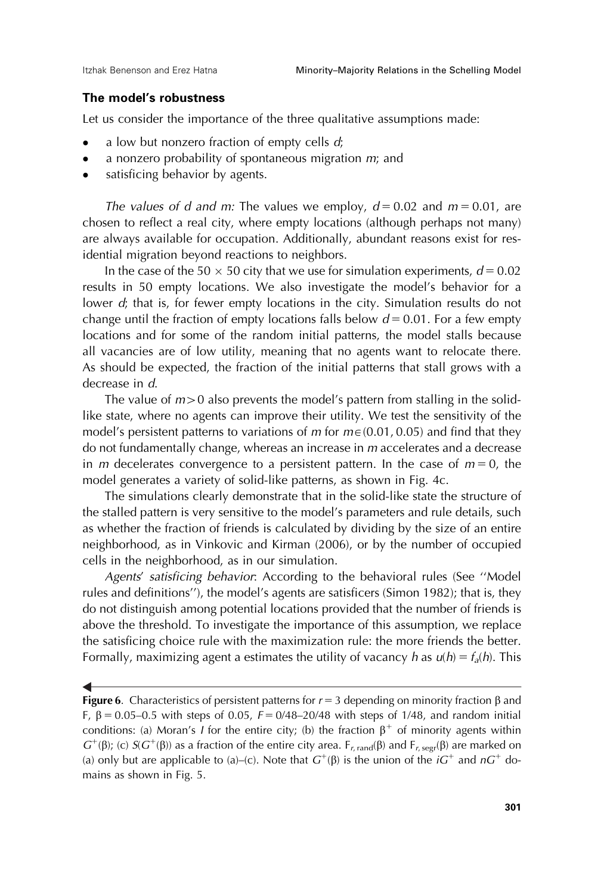### The model's robustness

Let us consider the importance of the three qualitative assumptions made:

- a low but nonzero fraction of empty cells $d$;
- a nonzero probability of spontaneous migration $m$; and
- satisficing behavior by agents.

*The values of d and m:* The values we employ, $d = 0.02$ and $m = 0.01$, are chosen to reflect a real city, where empty locations (although perhaps not many) are always available for occupation. Additionally, abundant reasons exist for residential migration beyond reactions to neighbors.

In the case of the $50 \times 50$ city that we use for simulation experiments, $d = 0.02$ results in 50 empty locations. We also investigate the model's behavior for a lower $d$; that is, for fewer empty locations in the city. Simulation results do not change until the fraction of empty locations falls below $d = 0.01$. For a few empty locations and for some of the random initial patterns, the model stalls because all vacancies are of low utility, meaning that no agents want to relocate there. As should be expected, the fraction of the initial patterns that stall grows with a decrease in $d$.

The value of $m > 0$ also prevents the model's pattern from stalling in the solid-like state, where no agents can improve their utility. We test the sensitivity of the model's persistent patterns to variations of $m$ for $m \in (0.01, 0.05)$ and find that they do not fundamentally change, whereas an increase in $m$ accelerates and a decrease in $m$ decelerates convergence to a persistent pattern. In the case of $m = 0$, the model generates a variety of solid-like patterns, as shown in Fig. 4c.

The simulations clearly demonstrate that in the solid-like state the structure of the stalled pattern is very sensitive to the model's parameters and rule details, such as whether the fraction of friends is calculated by dividing by the size of an entire neighborhood, as in Vinkovic and Kirman (2006), or by the number of occupied cells in the neighborhood, as in our simulation.

*Agents' satisficing behavior*: According to the behavioral rules (See ''Model rules and definitions''), the model's agents are satisficers (Simon 1982); that is, they do not distinguish among potential locations provided that the number of friends is above the threshold. To investigate the importance of this assumption, we replace the satisficing choice rule with the maximization rule: the more friends the better. Formally, maximizing agent a estimates the utility of vacancy $h$ as $u(h) = f_a(h)$. This

**Figure 6**. Characteristics of persistent patterns for $r = 3$ depending on minority fraction $\beta$ and F, $\beta = 0.05$–$0.5$ with steps of 0.05, $F = 0/48$–$20/48$ with steps of 1/48, and random initial conditions: (a) Moran's $I$ for the entire city; (b) the fraction $\beta^+$ of minority agents within $G^+(\beta)$; (c) $S(G^+(\beta))$ as a fraction of the entire city area. $F_{r,\,rand}(\beta)$ and $F_{r,\,segr}(\beta)$ are marked on (a) only but are applicable to (a)–(c). Note that $G^+(\beta)$ is the union of the $iG^+$ and $nG^+$ domains as shown in Fig. 5.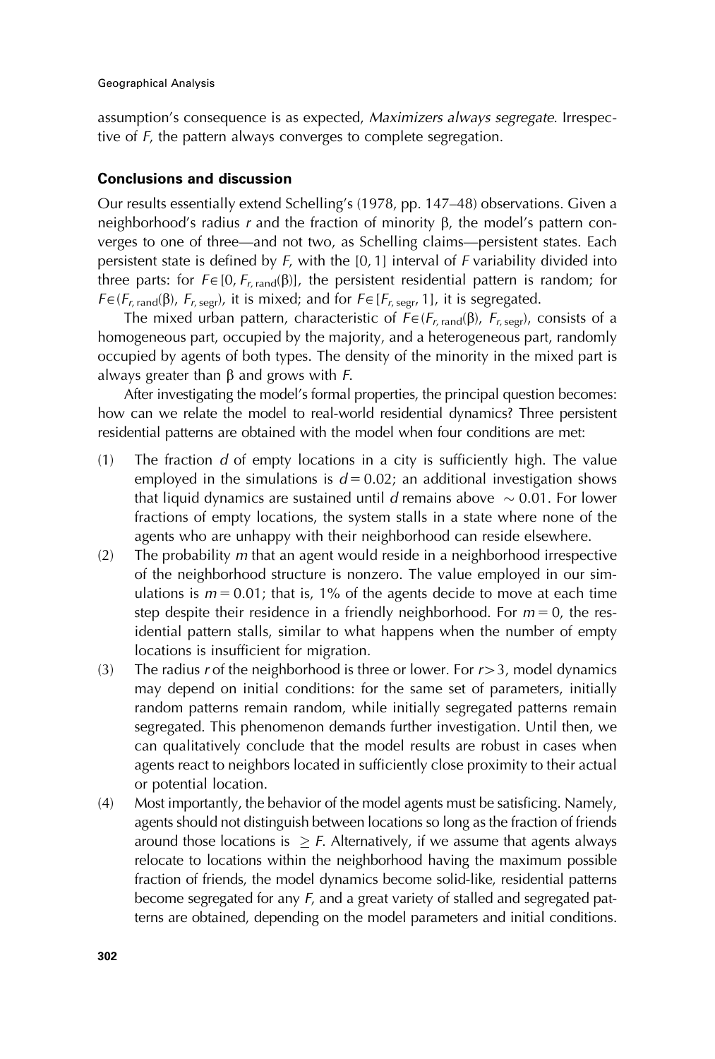assumption's consequence is as expected, *Maximizers always segregate*. Irrespective of $F$, the pattern always converges to complete segregation.

### Conclusions and discussion

Our results essentially extend Schelling's (1978, pp. 147–48) observations. Given a neighborhood's radius $r$ and the fraction of minority $\beta$, the model's pattern converges to one of three—and not two, as Schelling claims—persistent states. Each persistent state is defined by $F$, with the [0, 1] interval of $F$ variability divided into three parts: for $F \in [0, F_{r,\text{rand}}(\beta)]$, the persistent residential pattern is random; for $F \in (F_{r,\text{rand}}(\beta), F_{r,\text{segr}})$, it is mixed; and for $F \in [F_{r,\text{segr}}, 1]$, it is segregated.

The mixed urban pattern, characteristic of $F \in (F_{r,\text{rand}}(\beta), F_{r,\text{segr}})$, consists of a homogeneous part, occupied by the majority, and a heterogeneous part, randomly occupied by agents of both types. The density of the minority in the mixed part is always greater than $\beta$ and grows with $F$.

After investigating the model's formal properties, the principal question becomes: how can we relate the model to real-world residential dynamics? Three persistent residential patterns are obtained with the model when four conditions are met:

(1) The fraction $d$ of empty locations in a city is sufficiently high. The value employed in the simulations is $d = 0.02$; an additional investigation shows that liquid dynamics are sustained until $d$ remains above $\sim 0.01$. For lower fractions of empty locations, the system stalls in a state where none of the agents who are unhappy with their neighborhood can reside elsewhere.

(2) The probability $m$ that an agent would reside in a neighborhood irrespective of the neighborhood structure is nonzero. The value employed in our simulations is $m = 0.01$; that is, 1% of the agents decide to move at each time step despite their residence in a friendly neighborhood. For $m = 0$, the residential pattern stalls, similar to what happens when the number of empty locations is insufficient for migration.

(3) The radius $r$ of the neighborhood is three or lower. For $r > 3$, model dynamics may depend on initial conditions: for the same set of parameters, initially random patterns remain random, while initially segregated patterns remain segregated. This phenomenon demands further investigation. Until then, we can qualitatively conclude that the model results are robust in cases when agents react to neighbors located in sufficiently close proximity to their actual or potential location.

(4) Most importantly, the behavior of the model agents must be satisficing. Namely, agents should not distinguish between locations so long as the fraction of friends around those locations is $\geq F$. Alternatively, if we assume that agents always relocate to locations within the neighborhood having the maximum possible fraction of friends, the model dynamics become solid-like, residential patterns become segregated for any $F$, and a great variety of stalled and segregated patterns are obtained, depending on the model parameters and initial conditions.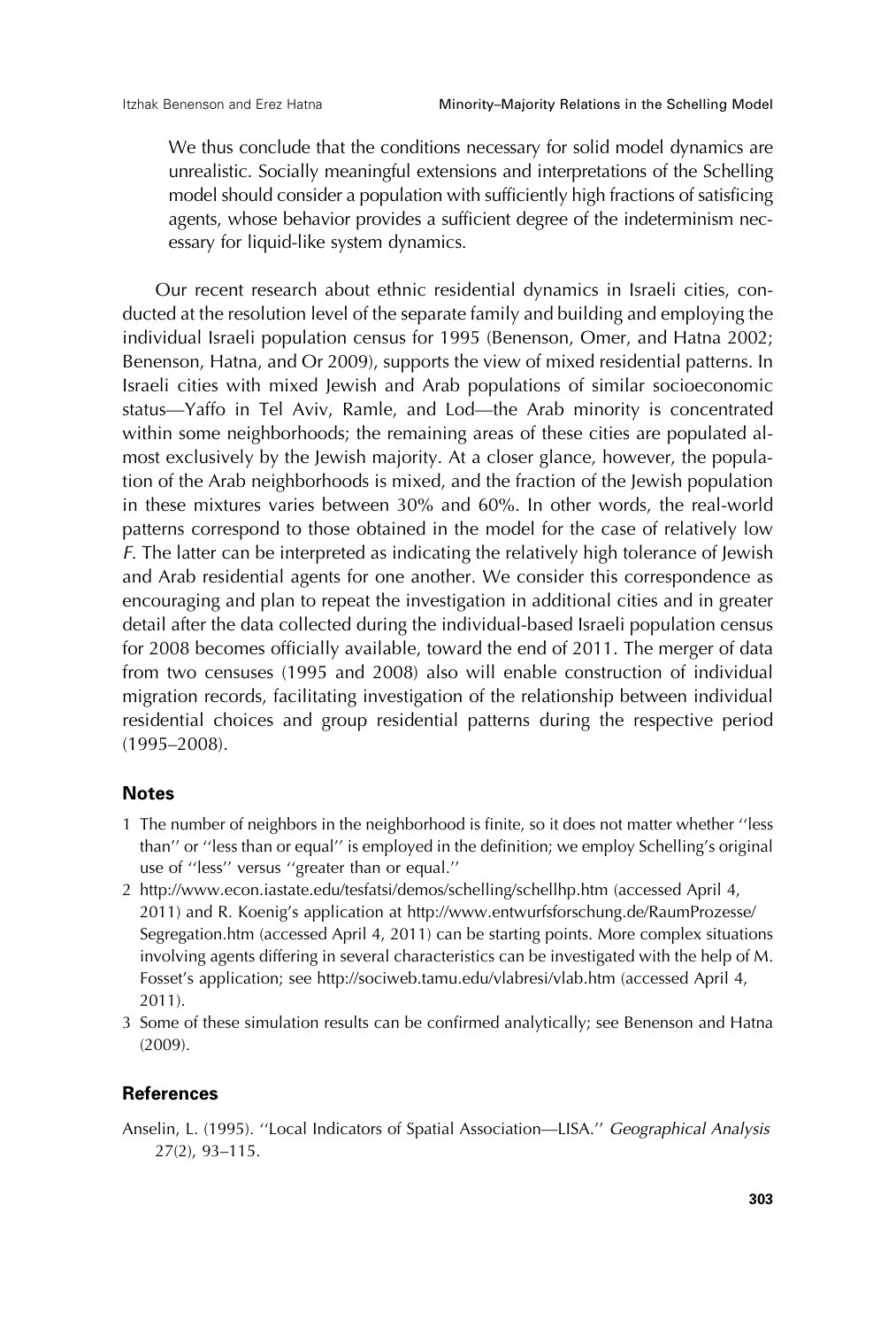> We thus conclude that the conditions necessary for solid model dynamics are unrealistic. Socially meaningful extensions and interpretations of the Schelling model should consider a population with sufficiently high fractions of satisficing agents, whose behavior provides a sufficient degree of the indeterminism necessary for liquid-like system dynamics.

Our recent research about ethnic residential dynamics in Israeli cities, conducted at the resolution level of the separate family and building and employing the individual Israeli population census for 1995 (Benenson, Omer, and Hatna 2002; Benenson, Hatna, and Or 2009), supports the view of mixed residential patterns. In Israeli cities with mixed Jewish and Arab populations of similar socioeconomic status—Yaffo in Tel Aviv, Ramle, and Lod—the Arab minority is concentrated within some neighborhoods; the remaining areas of these cities are populated almost exclusively by the Jewish majority. At a closer glance, however, the population of the Arab neighborhoods is mixed, and the fraction of the Jewish population in these mixtures varies between 30% and 60%. In other words, the real-world patterns correspond to those obtained in the model for the case of relatively low $F$. The latter can be interpreted as indicating the relatively high tolerance of Jewish and Arab residential agents for one another. We consider this correspondence as encouraging and plan to repeat the investigation in additional cities and in greater detail after the data collected during the individual-based Israeli population census for 2008 becomes officially available, toward the end of 2011. The merger of data from two censuses (1995 and 2008) also will enable construction of individual migration records, facilitating investigation of the relationship between individual residential choices and group residential patterns during the respective period (1995–2008).

### Notes

1 The number of neighbors in the neighborhood is finite, so it does not matter whether ''less than'' or ''less than or equal'' is employed in the definition; we employ Schelling's original use of ''less'' versus ''greater than or equal.''

2 http://www.econ.iastate.edu/tesfatsi/demos/schelling/schellhp.htm (accessed April 4, 2011) and R. Koenig's application at http://www.entwurfsforschung.de/RaumProzesse/Segregation.htm (accessed April 4, 2011) can be starting points. More complex situations involving agents differing in several characteristics can be investigated with the help of M. Fosset's application; see http://sociweb.tamu.edu/vlabresi/vlab.htm (accessed April 4, 2011).

3 Some of these simulation results can be confirmed analytically; see Benenson and Hatna (2009).

### References

Anselin, L. (1995). ''Local Indicators of Spatial Association—LISA.'' *Geographical Analysis* 27(2), 93–115.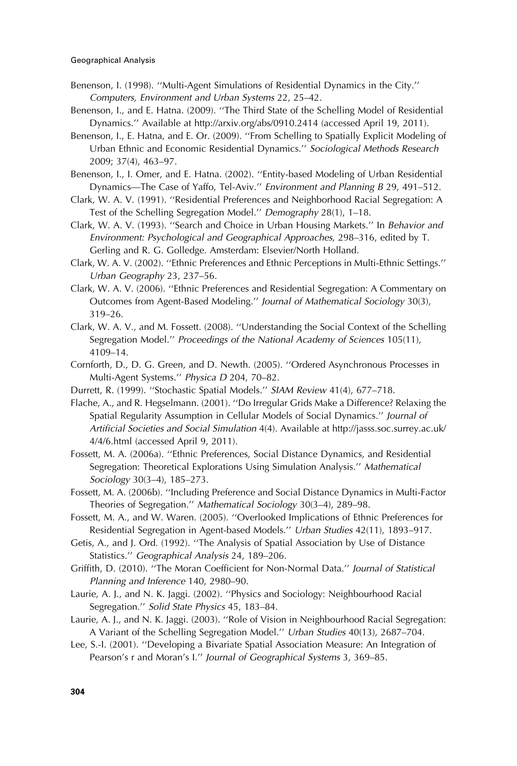Benenson, I. (1998). ''Multi-Agent Simulations of Residential Dynamics in the City.'' *Computers, Environment and Urban Systems* 22, 25–42.

Benenson, I., and E. Hatna. (2009). ''The Third State of the Schelling Model of Residential Dynamics.'' Available at http://arxiv.org/abs/0910.2414 (accessed April 19, 2011).

Benenson, I., E. Hatna, and E. Or. (2009). ''From Schelling to Spatially Explicit Modeling of Urban Ethnic and Economic Residential Dynamics.'' *Sociological Methods Research* 2009; 37(4), 463–97.

Benenson, I., I. Omer, and E. Hatna. (2002). ''Entity-based Modeling of Urban Residential Dynamics—The Case of Yaffo, Tel-Aviv.'' *Environment and Planning B* 29, 491–512.

Clark, W. A. V. (1991). ''Residential Preferences and Neighborhood Racial Segregation: A Test of the Schelling Segregation Model.'' *Demography* 28(1), 1–18.

Clark, W. A. V. (1993). ''Search and Choice in Urban Housing Markets.'' In *Behavior and Environment: Psychological and Geographical Approaches*, 298–316, edited by T. Gerling and R. G. Golledge. Amsterdam: Elsevier/North Holland.

Clark, W. A. V. (2002). ''Ethnic Preferences and Ethnic Perceptions in Multi-Ethnic Settings.'' *Urban Geography* 23, 237–56.

Clark, W. A. V. (2006). ''Ethnic Preferences and Residential Segregation: A Commentary on Outcomes from Agent-Based Modeling.'' *Journal of Mathematical Sociology* 30(3), 319–26.

Clark, W. A. V., and M. Fossett. (2008). ''Understanding the Social Context of the Schelling Segregation Model.'' *Proceedings of the National Academy of Sciences* 105(11), 4109–14.

Cornforth, D., D. G. Green, and D. Newth. (2005). ''Ordered Asynchronous Processes in Multi-Agent Systems.'' *Physica D* 204, 70–82.

Durrett, R. (1999). ''Stochastic Spatial Models.'' *SIAM Review* 41(4), 677–718.

Flache, A., and R. Hegselmann. (2001). ''Do Irregular Grids Make a Difference? Relaxing the Spatial Regularity Assumption in Cellular Models of Social Dynamics.'' *Journal of Artificial Societies and Social Simulation* 4(4). Available at http://jasss.soc.surrey.ac.uk/4/4/6.html (accessed April 9, 2011).

Fossett, M. A. (2006a). ''Ethnic Preferences, Social Distance Dynamics, and Residential Segregation: Theoretical Explorations Using Simulation Analysis.'' *Mathematical Sociology* 30(3–4), 185–273.

Fossett, M. A. (2006b). ''Including Preference and Social Distance Dynamics in Multi-Factor Theories of Segregation.'' *Mathematical Sociology* 30(3–4), 289–98.

Fossett, M. A., and W. Waren. (2005). ''Overlooked Implications of Ethnic Preferences for Residential Segregation in Agent-based Models.'' *Urban Studies* 42(11), 1893–917.

Getis, A., and J. Ord. (1992). ''The Analysis of Spatial Association by Use of Distance Statistics.'' *Geographical Analysis* 24, 189–206.

Griffith, D. (2010). ''The Moran Coefficient for Non-Normal Data.'' *Journal of Statistical Planning and Inference* 140, 2980–90.

Laurie, A. J., and N. K. Jaggi. (2002). ''Physics and Sociology: Neighbourhood Racial Segregation.'' *Solid State Physics* 45, 183–84.

Laurie, A. J., and N. K. Jaggi. (2003). ''Role of Vision in Neighbourhood Racial Segregation: A Variant of the Schelling Segregation Model.'' *Urban Studies* 40(13), 2687–704.

Lee, S.-I. (2001). ''Developing a Bivariate Spatial Association Measure: An Integration of Pearson's r and Moran's I.'' *Journal of Geographical Systems* 3, 369–85.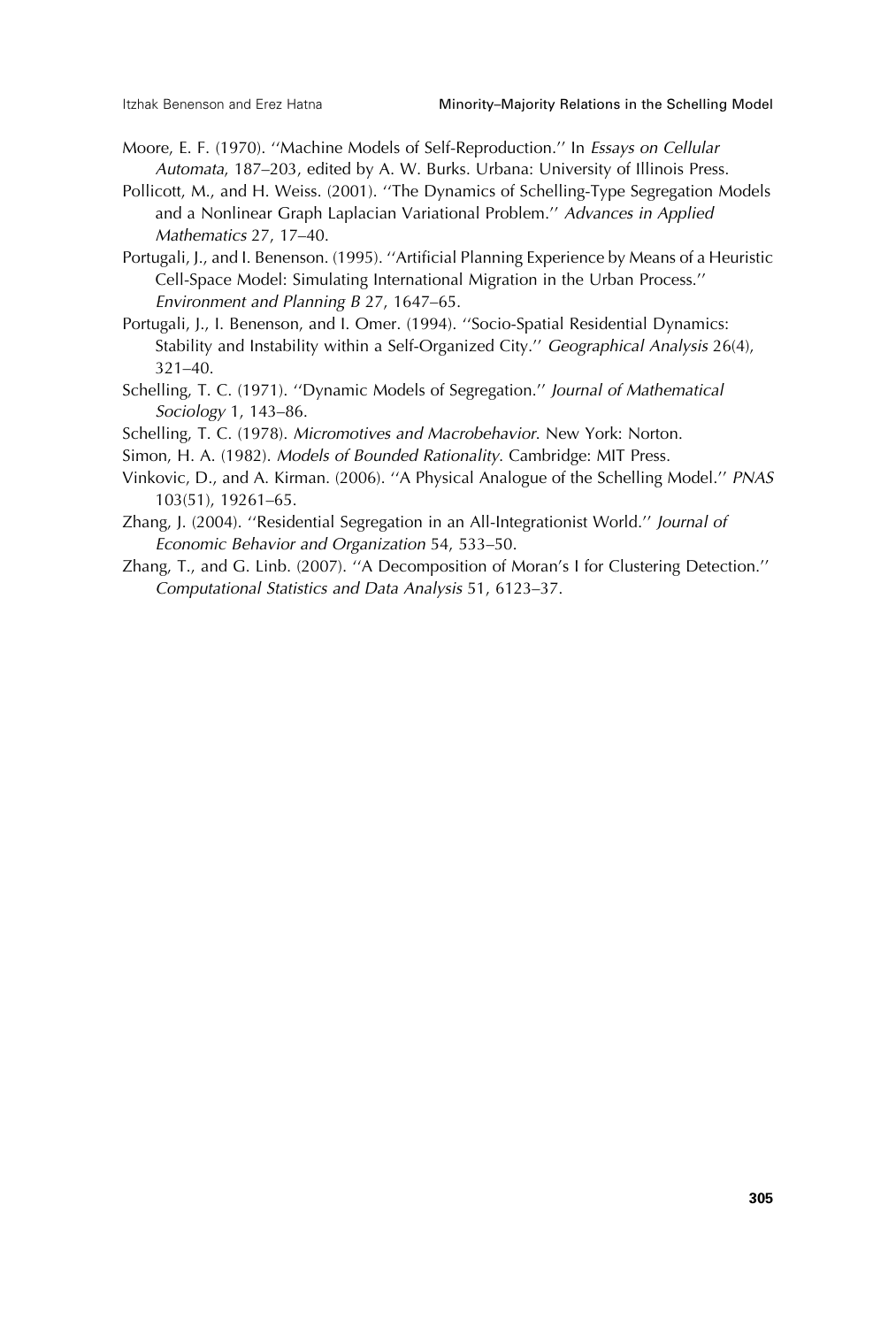Moore, E. F. (1970). ''Machine Models of Self-Reproduction.'' In *Essays on Cellular Automata*, 187–203, edited by A. W. Burks. Urbana: University of Illinois Press.

Pollicott, M., and H. Weiss. (2001). ''The Dynamics of Schelling-Type Segregation Models and a Nonlinear Graph Laplacian Variational Problem.'' *Advances in Applied Mathematics* 27, 17–40.

Portugali, J., and I. Benenson. (1995). ''Artificial Planning Experience by Means of a Heuristic Cell-Space Model: Simulating International Migration in the Urban Process.'' *Environment and Planning B* 27, 1647–65.

Portugali, J., I. Benenson, and I. Omer. (1994). ''Socio-Spatial Residential Dynamics: Stability and Instability within a Self-Organized City.'' *Geographical Analysis* 26(4), 321–40.

Schelling, T. C. (1971). ''Dynamic Models of Segregation.'' *Journal of Mathematical Sociology* 1, 143–86.

Schelling, T. C. (1978). *Micromotives and Macrobehavior*. New York: Norton.

Simon, H. A. (1982). *Models of Bounded Rationality*. Cambridge: MIT Press.

Vinkovic, D., and A. Kirman. (2006). ''A Physical Analogue of the Schelling Model.'' *PNAS* 103(51), 19261–65.

Zhang, J. (2004). ''Residential Segregation in an All-Integrationist World.'' *Journal of Economic Behavior and Organization* 54, 533–50.

Zhang, T., and G. Linb. (2007). ''A Decomposition of Moran's I for Clustering Detection.'' *Computational Statistics and Data Analysis* 51, 6123–37.